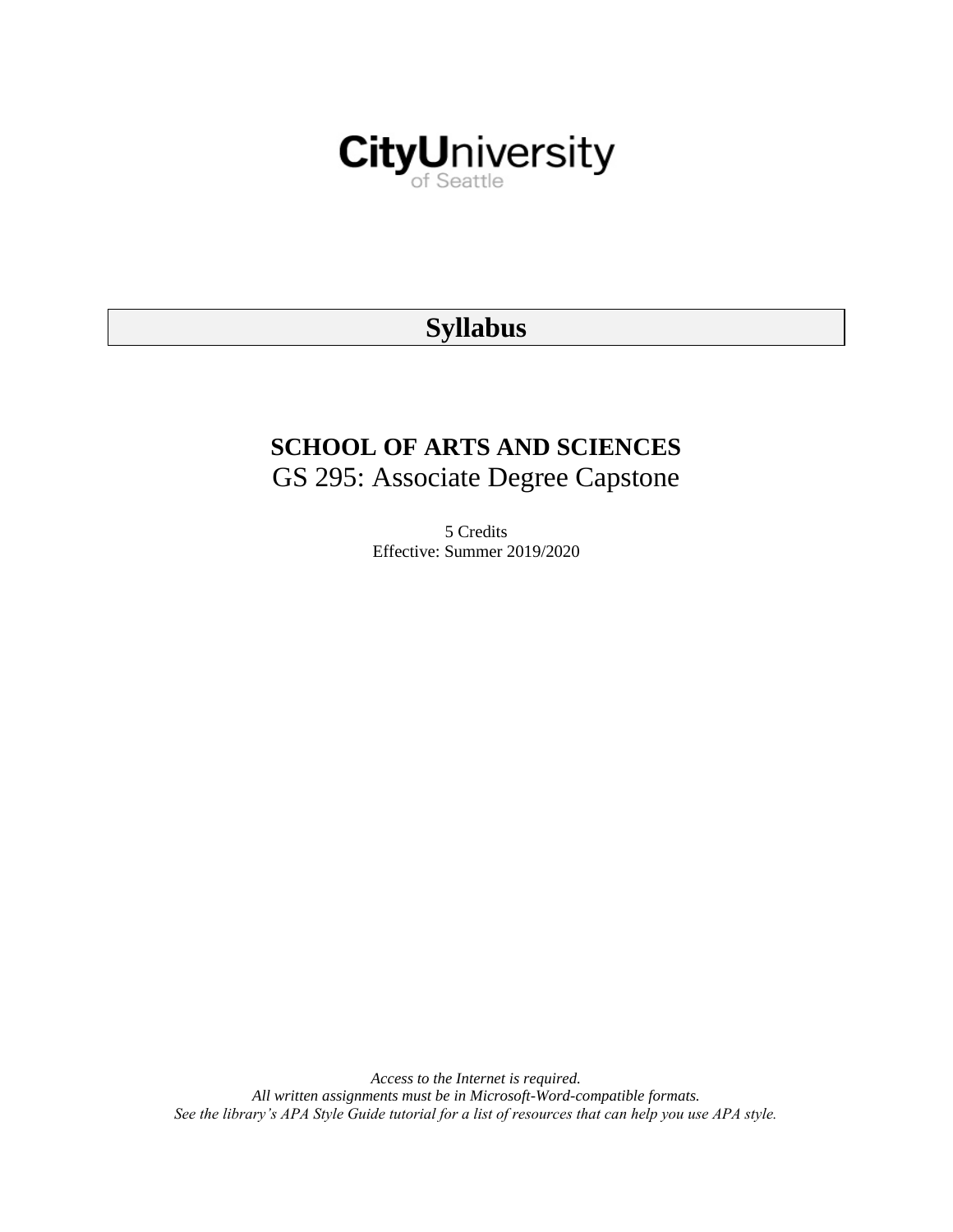CityUniversity
of Seattle

# Syllabus

## SCHOOL OF ARTS AND SCIENCES

GS 295: Associate Degree Capstone

5 Credits
Effective: Summer 2019/2020

*Access to the Internet is required.*
*All written assignments must be in Microsoft-Word-compatible formats.*
*See the library's APA Style Guide tutorial for a list of resources that can help you use APA style.*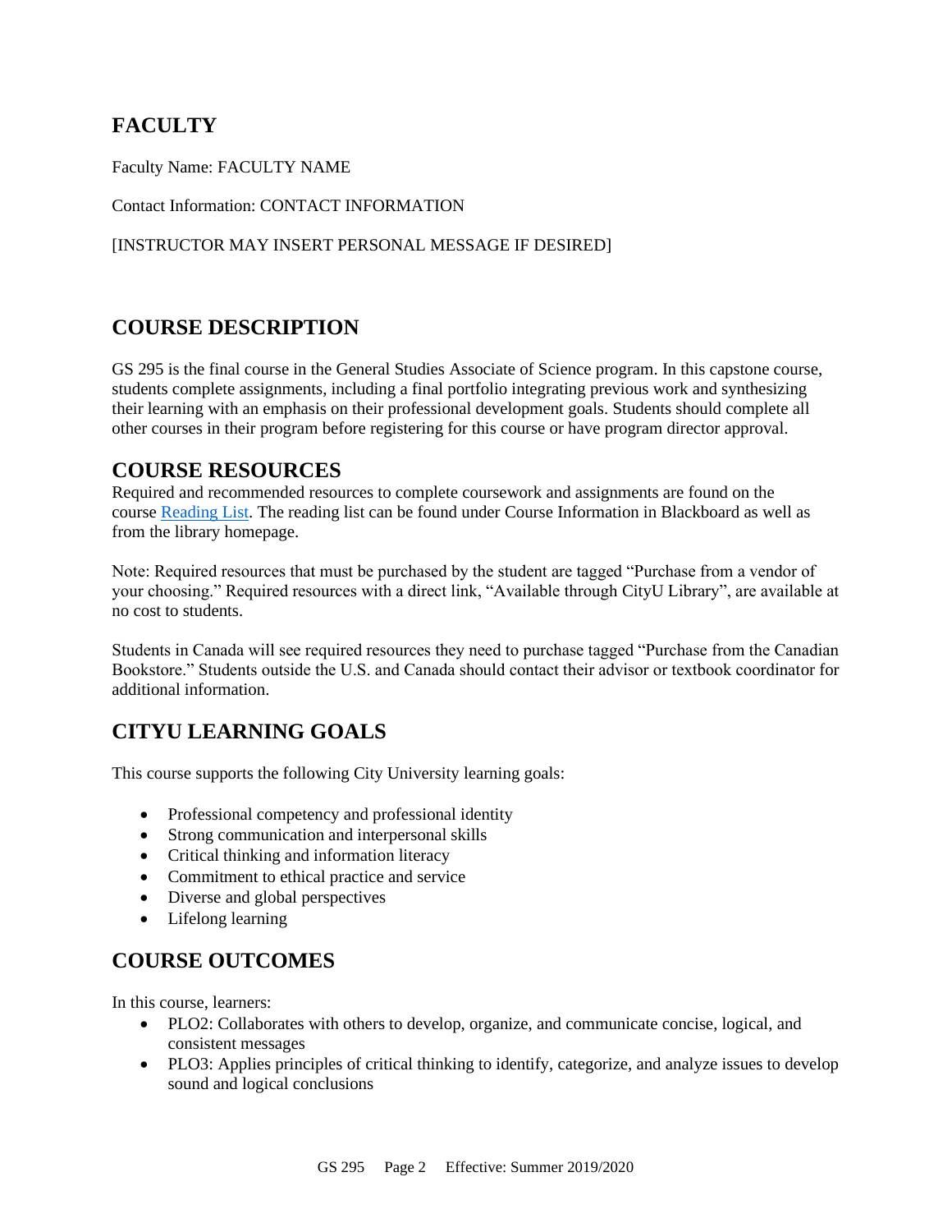## FACULTY

Faculty Name: FACULTY NAME

Contact Information: CONTACT INFORMATION

[INSTRUCTOR MAY INSERT PERSONAL MESSAGE IF DESIRED]

## COURSE DESCRIPTION

GS 295 is the final course in the General Studies Associate of Science program. In this capstone course, students complete assignments, including a final portfolio integrating previous work and synthesizing their learning with an emphasis on their professional development goals. Students should complete all other courses in their program before registering for this course or have program director approval.

## COURSE RESOURCES

Required and recommended resources to complete coursework and assignments are found on the course Reading List. The reading list can be found under Course Information in Blackboard as well as from the library homepage.

Note: Required resources that must be purchased by the student are tagged "Purchase from a vendor of your choosing." Required resources with a direct link, "Available through CityU Library", are available at no cost to students.

Students in Canada will see required resources they need to purchase tagged "Purchase from the Canadian Bookstore." Students outside the U.S. and Canada should contact their advisor or textbook coordinator for additional information.

## CITYU LEARNING GOALS

This course supports the following City University learning goals:

- Professional competency and professional identity
- Strong communication and interpersonal skills
- Critical thinking and information literacy
- Commitment to ethical practice and service
- Diverse and global perspectives
- Lifelong learning

## COURSE OUTCOMES

In this course, learners:

- PLO2: Collaborates with others to develop, organize, and communicate concise, logical, and consistent messages
- PLO3: Applies principles of critical thinking to identify, categorize, and analyze issues to develop sound and logical conclusions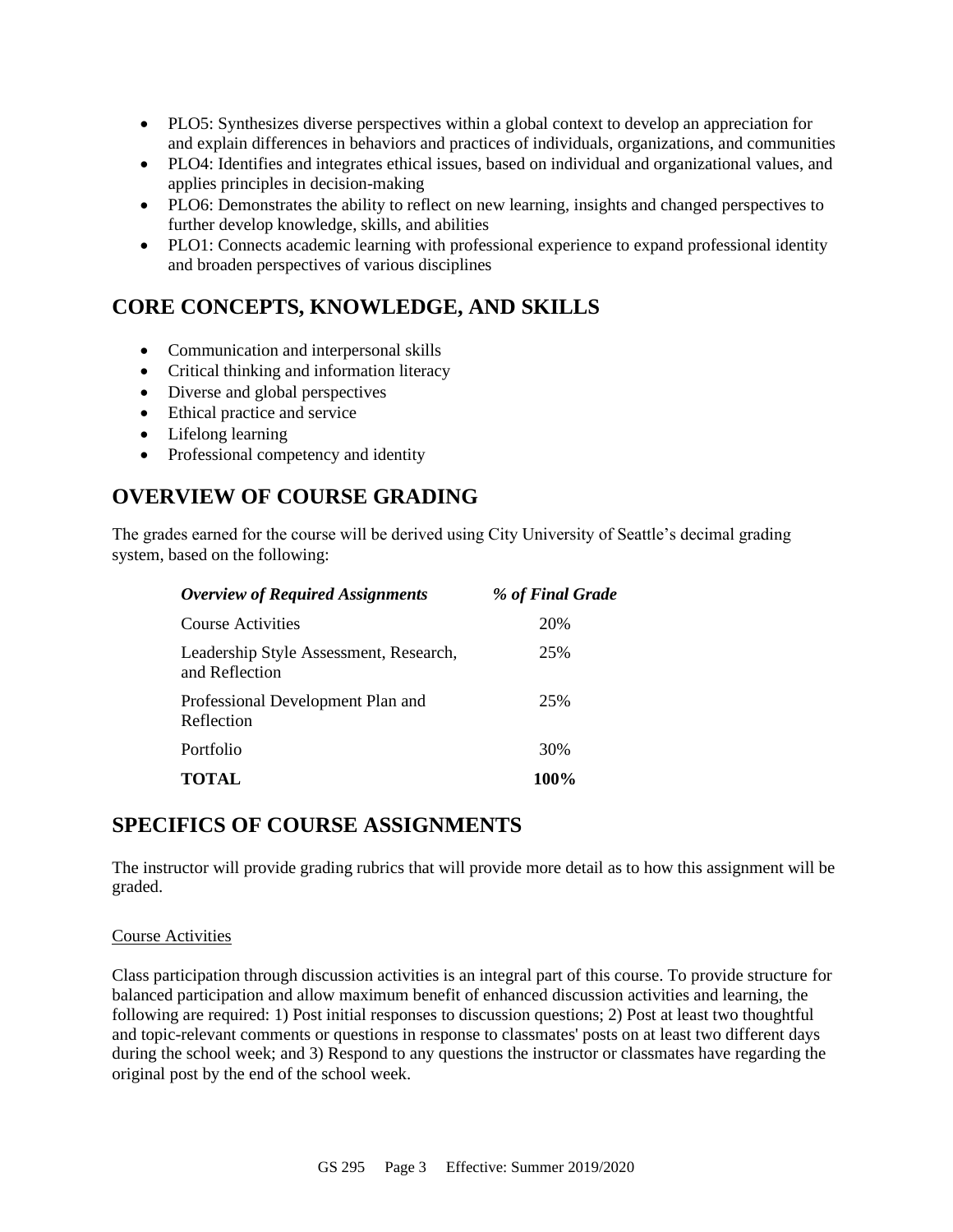- PLO5: Synthesizes diverse perspectives within a global context to develop an appreciation for and explain differences in behaviors and practices of individuals, organizations, and communities
- PLO4: Identifies and integrates ethical issues, based on individual and organizational values, and applies principles in decision-making
- PLO6: Demonstrates the ability to reflect on new learning, insights and changed perspectives to further develop knowledge, skills, and abilities
- PLO1: Connects academic learning with professional experience to expand professional identity and broaden perspectives of various disciplines

## CORE CONCEPTS, KNOWLEDGE, AND SKILLS

- Communication and interpersonal skills
- Critical thinking and information literacy
- Diverse and global perspectives
- Ethical practice and service
- Lifelong learning
- Professional competency and identity

## OVERVIEW OF COURSE GRADING

The grades earned for the course will be derived using City University of Seattle's decimal grading system, based on the following:

| *Overview of Required Assignments* | *% of Final Grade* |
|---|---|
| Course Activities | 20% |
| Leadership Style Assessment, Research, and Reflection | 25% |
| Professional Development Plan and Reflection | 25% |
| Portfolio | 30% |
| **TOTAL** | **100%** |

## SPECIFICS OF COURSE ASSIGNMENTS

The instructor will provide grading rubrics that will provide more detail as to how this assignment will be graded.

Course Activities

Class participation through discussion activities is an integral part of this course. To provide structure for balanced participation and allow maximum benefit of enhanced discussion activities and learning, the following are required: 1) Post initial responses to discussion questions; 2) Post at least two thoughtful and topic-relevant comments or questions in response to classmates' posts on at least two different days during the school week; and 3) Respond to any questions the instructor or classmates have regarding the original post by the end of the school week.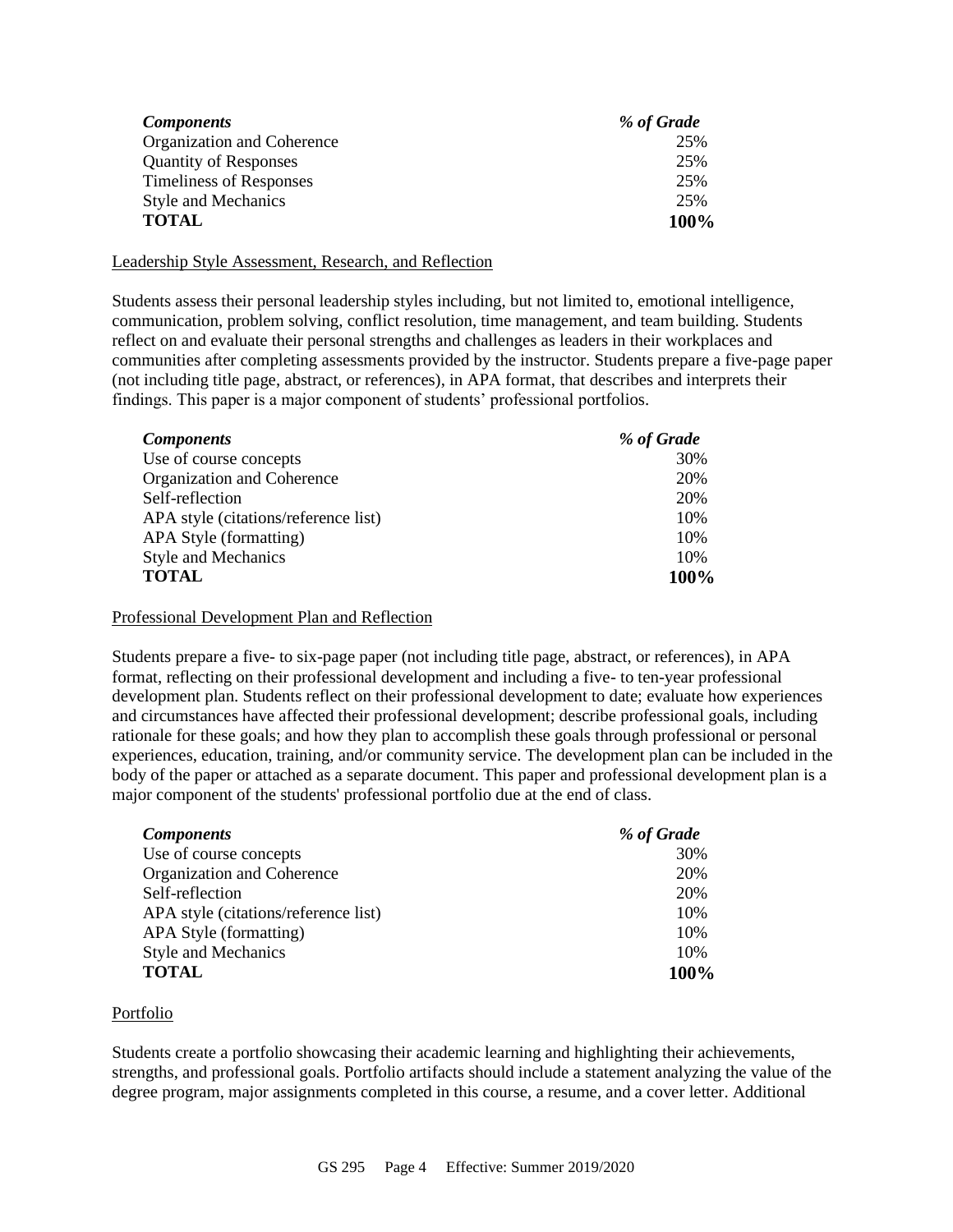| *Components* | *% of Grade* |
|---|---|
| Organization and Coherence | 25% |
| Quantity of Responses | 25% |
| Timeliness of Responses | 25% |
| Style and Mechanics | 25% |
| **TOTAL** | **100%** |

Leadership Style Assessment, Research, and Reflection

Students assess their personal leadership styles including, but not limited to, emotional intelligence, communication, problem solving, conflict resolution, time management, and team building. Students reflect on and evaluate their personal strengths and challenges as leaders in their workplaces and communities after completing assessments provided by the instructor. Students prepare a five-page paper (not including title page, abstract, or references), in APA format, that describes and interprets their findings. This paper is a major component of students' professional portfolios.

| *Components* | *% of Grade* |
|---|---|
| Use of course concepts | 30% |
| Organization and Coherence | 20% |
| Self-reflection | 20% |
| APA style (citations/reference list) | 10% |
| APA Style (formatting) | 10% |
| Style and Mechanics | 10% |
| **TOTAL** | **100%** |

Professional Development Plan and Reflection

Students prepare a five- to six-page paper (not including title page, abstract, or references), in APA format, reflecting on their professional development and including a five- to ten-year professional development plan. Students reflect on their professional development to date; evaluate how experiences and circumstances have affected their professional development; describe professional goals, including rationale for these goals; and how they plan to accomplish these goals through professional or personal experiences, education, training, and/or community service. The development plan can be included in the body of the paper or attached as a separate document. This paper and professional development plan is a major component of the students' professional portfolio due at the end of class.

| *Components* | *% of Grade* |
|---|---|
| Use of course concepts | 30% |
| Organization and Coherence | 20% |
| Self-reflection | 20% |
| APA style (citations/reference list) | 10% |
| APA Style (formatting) | 10% |
| Style and Mechanics | 10% |
| **TOTAL** | **100%** |

Portfolio

Students create a portfolio showcasing their academic learning and highlighting their achievements, strengths, and professional goals. Portfolio artifacts should include a statement analyzing the value of the degree program, major assignments completed in this course, a resume, and a cover letter. Additional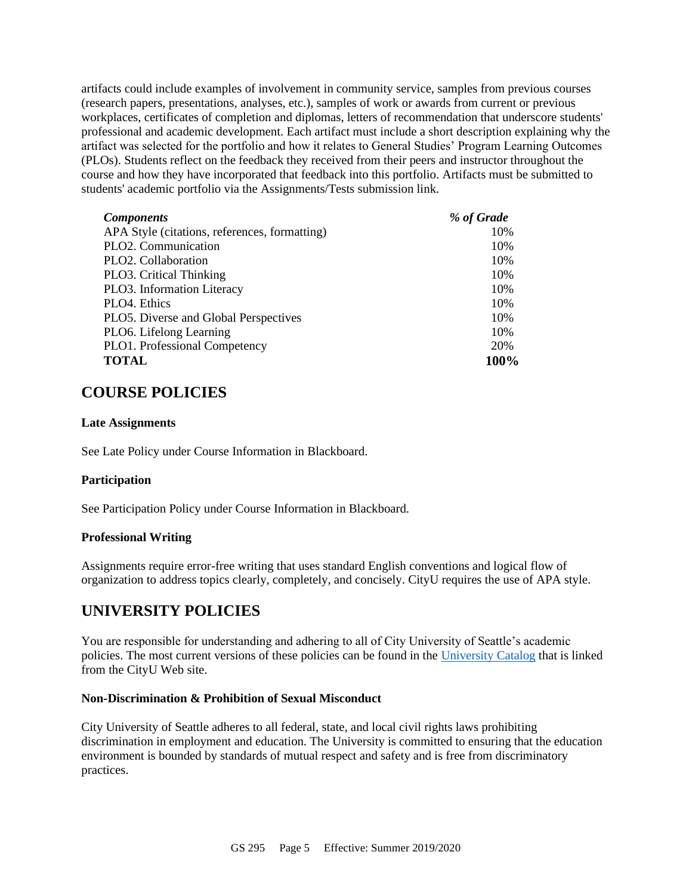artifacts could include examples of involvement in community service, samples from previous courses (research papers, presentations, analyses, etc.), samples of work or awards from current or previous workplaces, certificates of completion and diplomas, letters of recommendation that underscore students' professional and academic development. Each artifact must include a short description explaining why the artifact was selected for the portfolio and how it relates to General Studies' Program Learning Outcomes (PLOs). Students reflect on the feedback they received from their peers and instructor throughout the course and how they have incorporated that feedback into this portfolio. Artifacts must be submitted to students' academic portfolio via the Assignments/Tests submission link.

| ***Components*** | ***% of Grade*** |
|---|---|
| APA Style (citations, references, formatting) | 10% |
| PLO2. Communication | 10% |
| PLO2. Collaboration | 10% |
| PLO3. Critical Thinking | 10% |
| PLO3. Information Literacy | 10% |
| PLO4. Ethics | 10% |
| PLO5. Diverse and Global Perspectives | 10% |
| PLO6. Lifelong Learning | 10% |
| PLO1. Professional Competency | 20% |
| **TOTAL** | **100%** |

## COURSE POLICIES

### Late Assignments

See Late Policy under Course Information in Blackboard.

### Participation

See Participation Policy under Course Information in Blackboard.

### Professional Writing

Assignments require error-free writing that uses standard English conventions and logical flow of organization to address topics clearly, completely, and concisely. CityU requires the use of APA style.

## UNIVERSITY POLICIES

You are responsible for understanding and adhering to all of City University of Seattle's academic policies. The most current versions of these policies can be found in the University Catalog that is linked from the CityU Web site.

### Non-Discrimination & Prohibition of Sexual Misconduct

City University of Seattle adheres to all federal, state, and local civil rights laws prohibiting discrimination in employment and education. The University is committed to ensuring that the education environment is bounded by standards of mutual respect and safety and is free from discriminatory practices.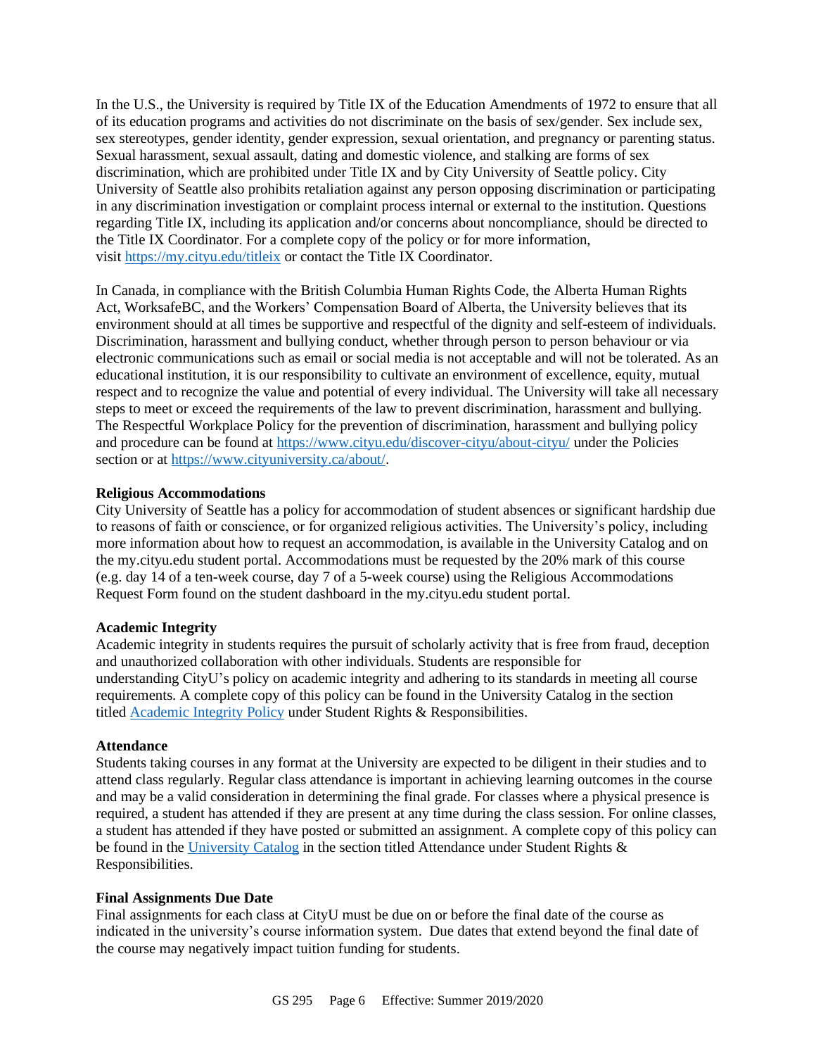In the U.S., the University is required by Title IX of the Education Amendments of 1972 to ensure that all of its education programs and activities do not discriminate on the basis of sex/gender. Sex include sex, sex stereotypes, gender identity, gender expression, sexual orientation, and pregnancy or parenting status. Sexual harassment, sexual assault, dating and domestic violence, and stalking are forms of sex discrimination, which are prohibited under Title IX and by City University of Seattle policy. City University of Seattle also prohibits retaliation against any person opposing discrimination or participating in any discrimination investigation or complaint process internal or external to the institution. Questions regarding Title IX, including its application and/or concerns about noncompliance, should be directed to the Title IX Coordinator. For a complete copy of the policy or for more information, visit [https://my.cityu.edu/titleix](https://my.cityu.edu/titleix) or contact the Title IX Coordinator.

In Canada, in compliance with the British Columbia Human Rights Code, the Alberta Human Rights Act, WorksafeBC, and the Workers' Compensation Board of Alberta, the University believes that its environment should at all times be supportive and respectful of the dignity and self-esteem of individuals. Discrimination, harassment and bullying conduct, whether through person to person behaviour or via electronic communications such as email or social media is not acceptable and will not be tolerated. As an educational institution, it is our responsibility to cultivate an environment of excellence, equity, mutual respect and to recognize the value and potential of every individual. The University will take all necessary steps to meet or exceed the requirements of the law to prevent discrimination, harassment and bullying. The Respectful Workplace Policy for the prevention of discrimination, harassment and bullying policy and procedure can be found at [https://www.cityu.edu/discover-cityu/about-cityu/](https://www.cityu.edu/discover-cityu/about-cityu/) under the Policies section or at [https://www.cityuniversity.ca/about/](https://www.cityuniversity.ca/about/).

**Religious Accommodations**
City University of Seattle has a policy for accommodation of student absences or significant hardship due to reasons of faith or conscience, or for organized religious activities. The University's policy, including more information about how to request an accommodation, is available in the University Catalog and on the my.cityu.edu student portal. Accommodations must be requested by the 20% mark of this course (e.g. day 14 of a ten-week course, day 7 of a 5-week course) using the Religious Accommodations Request Form found on the student dashboard in the my.cityu.edu student portal.

**Academic Integrity**
Academic integrity in students requires the pursuit of scholarly activity that is free from fraud, deception and unauthorized collaboration with other individuals. Students are responsible for understanding CityU's policy on academic integrity and adhering to its standards in meeting all course requirements. A complete copy of this policy can be found in the University Catalog in the section titled Academic Integrity Policy under Student Rights & Responsibilities.

**Attendance**
Students taking courses in any format at the University are expected to be diligent in their studies and to attend class regularly. Regular class attendance is important in achieving learning outcomes in the course and may be a valid consideration in determining the final grade. For classes where a physical presence is required, a student has attended if they are present at any time during the class session. For online classes, a student has attended if they have posted or submitted an assignment. A complete copy of this policy can be found in the University Catalog in the section titled Attendance under Student Rights & Responsibilities.

**Final Assignments Due Date**
Final assignments for each class at CityU must be due on or before the final date of the course as indicated in the university's course information system. Due dates that extend beyond the final date of the course may negatively impact tuition funding for students.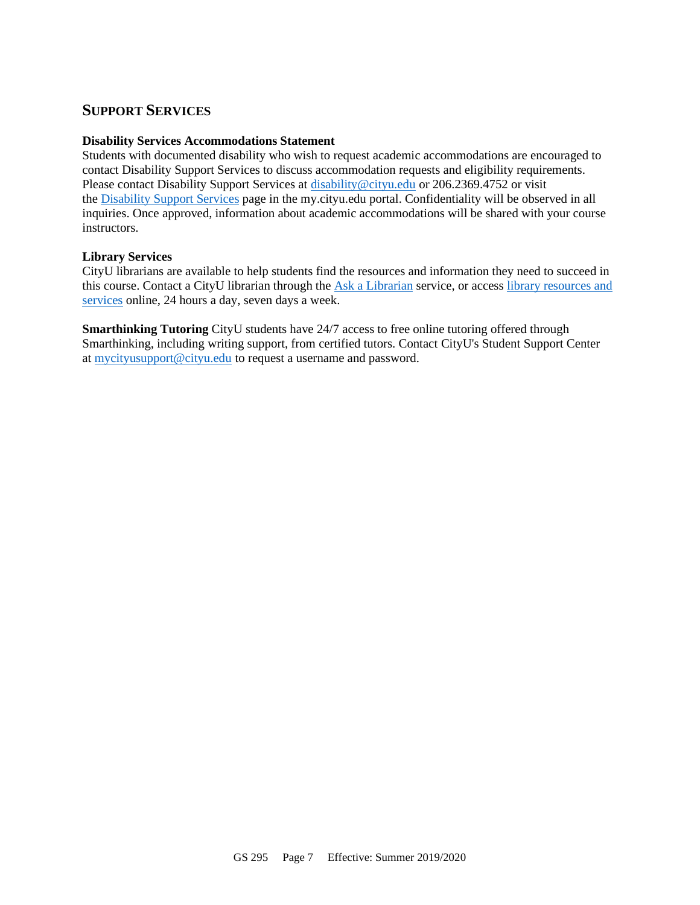## Support Services

**Disability Services Accommodations Statement**
Students with documented disability who wish to request academic accommodations are encouraged to contact Disability Support Services to discuss accommodation requests and eligibility requirements. Please contact Disability Support Services at disability@cityu.edu or 206.2369.4752 or visit the Disability Support Services page in the my.cityu.edu portal. Confidentiality will be observed in all inquiries. Once approved, information about academic accommodations will be shared with your course instructors.

**Library Services**
CityU librarians are available to help students find the resources and information they need to succeed in this course. Contact a CityU librarian through the Ask a Librarian service, or access library resources and services online, 24 hours a day, seven days a week.

**Smarthinking Tutoring** CityU students have 24/7 access to free online tutoring offered through Smarthinking, including writing support, from certified tutors. Contact CityU's Student Support Center at mycityusupport@cityu.edu to request a username and password.